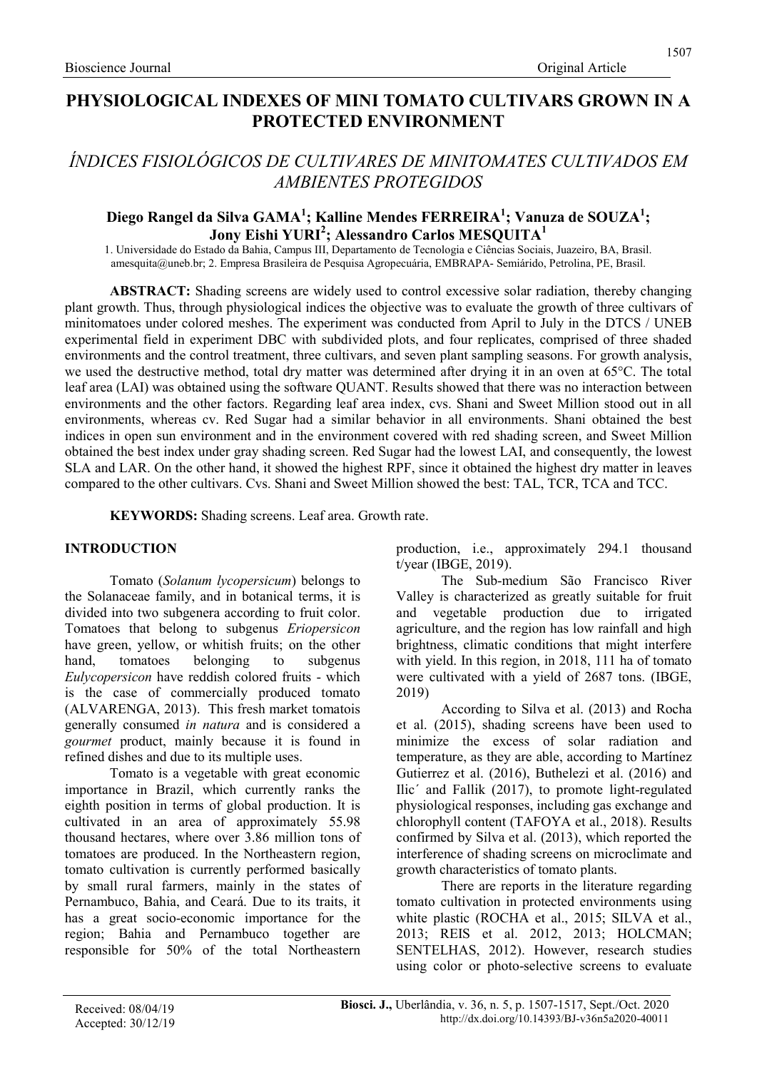# PHYSIOLOGICAL INDEXES OF MINI TOMATO CULTIVARS GROWN IN A PROTECTED ENVIRONMENT

## *ÍNDICES FISIOLÓGICOS DE CULTIVARES DE MINITOMATES CULTIVADOS EM AMBIENTES PROTEGIDOS*

**Diego Rangel da Silva GAMA[1]; Kalline Mendes FERREIRA[1]; Vanuza de SOUZA[1]; Jony Eishi YURI[2]; Alessandro Carlos MESQUITA[1]**

1. Universidade do Estado da Bahia, Campus III, Departamento de Tecnologia e Ciências Sociais, Juazeiro, BA, Brasil. amesquita@uneb.br; 2. Empresa Brasileira de Pesquisa Agropecuária, EMBRAPA- Semiárido, Petrolina, PE, Brasil.

**ABSTRACT:** Shading screens are widely used to control excessive solar radiation, thereby changing plant growth. Thus, through physiological indices the objective was to evaluate the growth of three cultivars of minitomatoes under colored meshes. The experiment was conducted from April to July in the DTCS / UNEB experimental field in experiment DBC with subdivided plots, and four replicates, comprised of three shaded environments and the control treatment, three cultivars, and seven plant sampling seasons. For growth analysis, we used the destructive method, total dry matter was determined after drying it in an oven at 65°C. The total leaf area (LAI) was obtained using the software QUANT. Results showed that there was no interaction between environments and the other factors. Regarding leaf area index, cvs. Shani and Sweet Million stood out in all environments, whereas cv. Red Sugar had a similar behavior in all environments. Shani obtained the best indices in open sun environment and in the environment covered with red shading screen, and Sweet Million obtained the best index under gray shading screen. Red Sugar had the lowest LAI, and consequently, the lowest SLA and LAR. On the other hand, it showed the highest RPF, since it obtained the highest dry matter in leaves compared to the other cultivars. Cvs. Shani and Sweet Million showed the best: TAL, TCR, TCA and TCC.

**KEYWORDS:** Shading screens. Leaf area. Growth rate.

## INTRODUCTION

Tomato (*Solanum lycopersicum*) belongs to the Solanaceae family, and in botanical terms, it is divided into two subgenera according to fruit color. Tomatoes that belong to subgenus *Eriopersicon* have green, yellow, or whitish fruits; on the other hand, tomatoes belonging to subgenus *Eulycopersicon* have reddish colored fruits - which is the case of commercially produced tomato (ALVARENGA, 2013). This fresh market tomatois generally consumed *in natura* and is considered a *gourmet* product, mainly because it is found in refined dishes and due to its multiple uses.

Tomato is a vegetable with great economic importance in Brazil, which currently ranks the eighth position in terms of global production. It is cultivated in an area of approximately 55.98 thousand hectares, where over 3.86 million tons of tomatoes are produced. In the Northeastern region, tomato cultivation is currently performed basically by small rural farmers, mainly in the states of Pernambuco, Bahia, and Ceará. Due to its traits, it has a great socio-economic importance for the region; Bahia and Pernambuco together are responsible for 50% of the total Northeastern production, i.e., approximately 294.1 thousand t/year (IBGE, 2019).

The Sub-medium São Francisco River Valley is characterized as greatly suitable for fruit and vegetable production due to irrigated agriculture, and the region has low rainfall and high brightness, climatic conditions that might interfere with yield. In this region, in 2018, 111 ha of tomato were cultivated with a yield of 2687 tons. (IBGE, 2019)

According to Silva et al. (2013) and Rocha et al. (2015), shading screens have been used to minimize the excess of solar radiation and temperature, as they are able, according to Martínez Gutierrez et al. (2016), Buthelezi et al. (2016) and Ilic´ and Fallik (2017), to promote light-regulated physiological responses, including gas exchange and chlorophyll content (TAFOYA et al., 2018). Results confirmed by Silva et al. (2013), which reported the interference of shading screens on microclimate and growth characteristics of tomato plants.

There are reports in the literature regarding tomato cultivation in protected environments using white plastic (ROCHA et al., 2015; SILVA et al., 2013; REIS et al. 2012, 2013; HOLCMAN; SENTELHAS, 2012). However, research studies using color or photo-selective screens to evaluate

Received: 08/04/19
Accepted: 30/12/19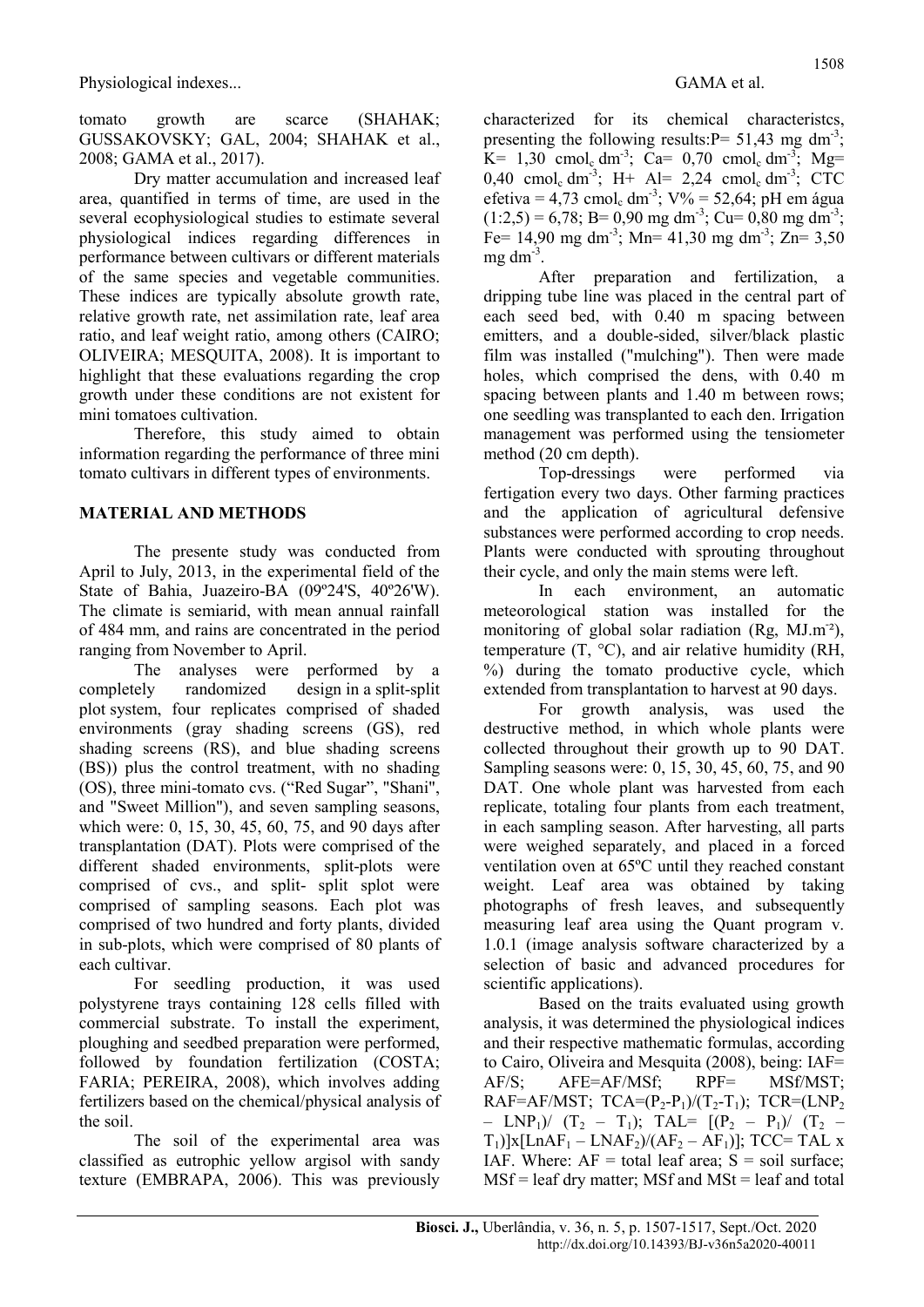tomato growth are scarce (SHAHAK; GUSSAKOVSKY; GAL, 2004; SHAHAK et al., 2008; GAMA et al., 2017).

Dry matter accumulation and increased leaf area, quantified in terms of time, are used in the several ecophysiological studies to estimate several physiological indices regarding differences in performance between cultivars or different materials of the same species and vegetable communities. These indices are typically absolute growth rate, relative growth rate, net assimilation rate, leaf area ratio, and leaf weight ratio, among others (CAIRO; OLIVEIRA; MESQUITA, 2008). It is important to highlight that these evaluations regarding the crop growth under these conditions are not existent for mini tomatoes cultivation.

Therefore, this study aimed to obtain information regarding the performance of three mini tomato cultivars in different types of environments.

## MATERIAL AND METHODS

The presente study was conducted from April to July, 2013, in the experimental field of the State of Bahia, Juazeiro-BA (09º24'S, 40º26'W). The climate is semiarid, with mean annual rainfall of 484 mm, and rains are concentrated in the period ranging from November to April.

The analyses were performed by a completely randomized design in a split-split plot system, four replicates comprised of shaded environments (gray shading screens (GS), red shading screens (RS), and blue shading screens (BS)) plus the control treatment, with no shading (OS), three mini-tomato cvs. ("Red Sugar", "Shani", and "Sweet Million"), and seven sampling seasons, which were: 0, 15, 30, 45, 60, 75, and 90 days after transplantation (DAT). Plots were comprised of the different shaded environments, split-plots were comprised of cvs., and split- split splot were comprised of sampling seasons. Each plot was comprised of two hundred and forty plants, divided in sub-plots, which were comprised of 80 plants of each cultivar.

For seedling production, it was used polystyrene trays containing 128 cells filled with commercial substrate. To install the experiment, ploughing and seedbed preparation were performed, followed by foundation fertilization (COSTA; FARIA; PEREIRA, 2008), which involves adding fertilizers based on the chemical/physical analysis of the soil.

The soil of the experimental area was classified as eutrophic yellow argisol with sandy texture (EMBRAPA, 2006). This was previously characterized for its chemical characteristcs, presenting the following results: P= 51,43 mg dm$^{-3}$; K= 1,30 cmol$_c$ dm$^{-3}$; Ca= 0,70 cmol$_c$ dm$^{-3}$; Mg= 0,40 cmol$_c$ dm$^{-3}$; H+ Al= 2,24 cmol$_c$ dm$^{-3}$; CTC efetiva = 4,73 cmol$_c$ dm$^{-3}$; V% = 52,64; pH em água (1:2,5) = 6,78; B= 0,90 mg dm$^{-3}$; Cu= 0,80 mg dm$^{-3}$; Fe= 14,90 mg dm$^{-3}$; Mn= 41,30 mg dm$^{-3}$; Zn= 3,50 mg dm$^{-3}$.

After preparation and fertilization, a dripping tube line was placed in the central part of each seed bed, with 0.40 m spacing between emitters, and a double-sided, silver/black plastic film was installed ("mulching"). Then were made holes, which comprised the dens, with 0.40 m spacing between plants and 1.40 m between rows; one seedling was transplanted to each den. Irrigation management was performed using the tensiometer method (20 cm depth).

Top-dressings were performed via fertigation every two days. Other farming practices and the application of agricultural defensive substances were performed according to crop needs. Plants were conducted with sprouting throughout their cycle, and only the main stems were left.

In each environment, an automatic meteorological station was installed for the monitoring of global solar radiation (Rg, MJ.m$^{-2}$), temperature (T, °C), and air relative humidity (RH, %) during the tomato productive cycle, which extended from transplantation to harvest at 90 days.

For growth analysis, was used the destructive method, in which whole plants were collected throughout their growth up to 90 DAT. Sampling seasons were: 0, 15, 30, 45, 60, 75, and 90 DAT. One whole plant was harvested from each replicate, totaling four plants from each treatment, in each sampling season. After harvesting, all parts were weighed separately, and placed in a forced ventilation oven at 65ºC until they reached constant weight. Leaf area was obtained by taking photographs of fresh leaves, and subsequently measuring leaf area using the Quant program v. 1.0.1 (image analysis software characterized by a selection of basic and advanced procedures for scientific applications).

Based on the traits evaluated using growth analysis, it was determined the physiological indices and their respective mathematic formulas, according to Cairo, Oliveira and Mesquita (2008), being: IAF= AF/S; AFE=AF/MSf; RPF= MSf/MST; RAF=AF/MST; TCA=$(P_2-P_1)/(T_2-T_1)$; TCR=$(LNP_2 - LNP_1)/(T_2 - T_1)$; TAL= $[(P_2 - P_1)/(T_2 - T_1)]x[LnAF_1 - LNAF_2)/(AF_2 - AF_1)]$; TCC= TAL x IAF. Where: AF = total leaf area; S = soil surface; MSf = leaf dry matter; MSf and MSt = leaf and total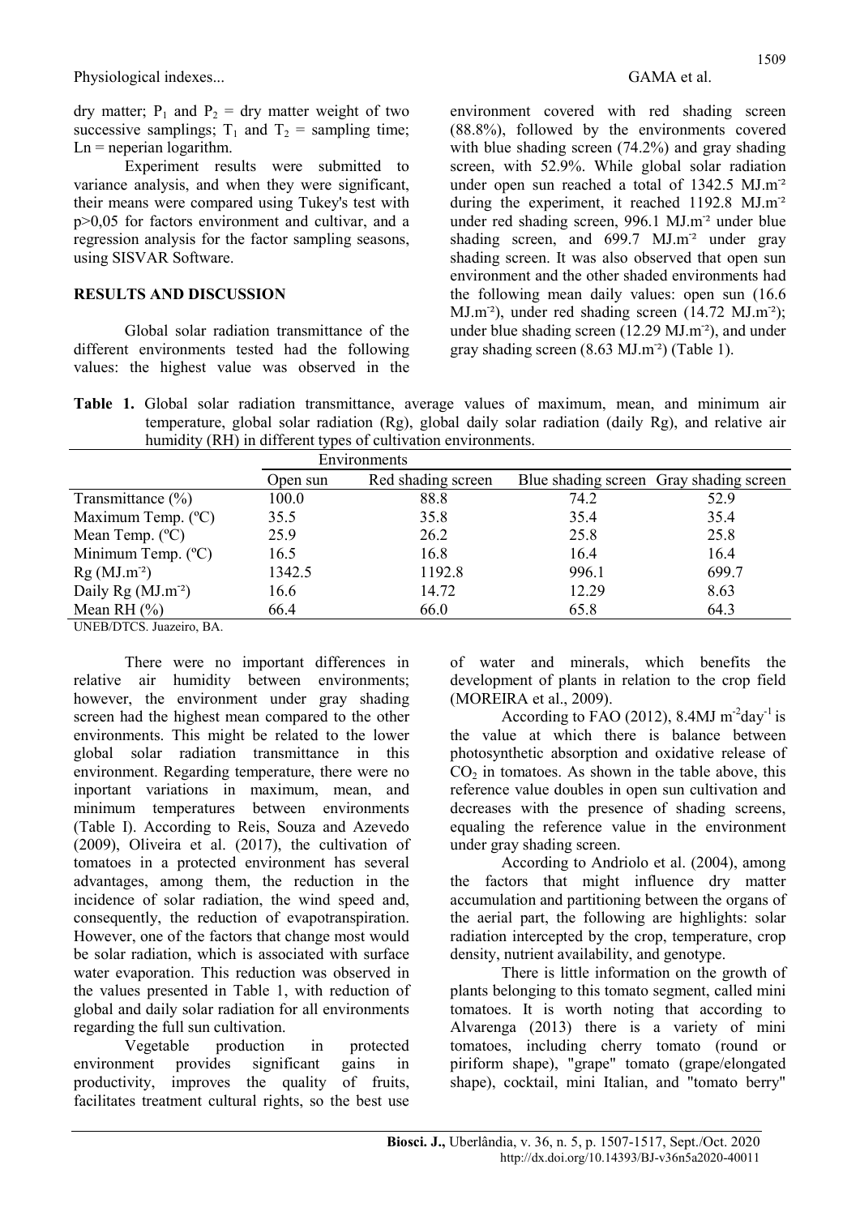dry matter; $P_1$ and $P_2$ = dry matter weight of two successive samplings; $T_1$ and $T_2$ = sampling time; Ln = neperian logarithm.

Experiment results were submitted to variance analysis, and when they were significant, their means were compared using Tukey's test with p>0,05 for factors environment and cultivar, and a regression analysis for the factor sampling seasons, using SISVAR Software.

## RESULTS AND DISCUSSION

Global solar radiation transmittance of the different environments tested had the following values: the highest value was observed in the environment covered with red shading screen (88.8%), followed by the environments covered with blue shading screen (74.2%) and gray shading screen, with 52.9%. While global solar radiation under open sun reached a total of 1342.5 MJ.m⁻² during the experiment, it reached 1192.8 MJ.m⁻² under red shading screen, 996.1 MJ.m⁻² under blue shading screen, and 699.7 MJ.m⁻² under gray shading screen. It was also observed that open sun environment and the other shaded environments had the following mean daily values: open sun (16.6 MJ.m⁻²), under red shading screen (14.72 MJ.m⁻²); under blue shading screen (12.29 MJ.m⁻²), and under gray shading screen (8.63 MJ.m⁻²) (Table 1).

**Table 1.** Global solar radiation transmittance, average values of maximum, mean, and minimum air temperature, global solar radiation (Rg), global daily solar radiation (daily Rg), and relative air humidity (RH) in different types of cultivation environments.

| | Environments | | | |
|---|---|---|---|---|
| | Open sun | Red shading screen | Blue shading screen | Gray shading screen |
| Transmittance (%) | 100.0 | 88.8 | 74.2 | 52.9 |
| Maximum Temp. (ºC) | 35.5 | 35.8 | 35.4 | 35.4 |
| Mean Temp. (ºC) | 25.9 | 26.2 | 25.8 | 25.8 |
| Minimum Temp. (ºC) | 16.5 | 16.8 | 16.4 | 16.4 |
| Rg (MJ.m⁻²) | 1342.5 | 1192.8 | 996.1 | 699.7 |
| Daily Rg (MJ.m⁻²) | 16.6 | 14.72 | 12.29 | 8.63 |
| Mean RH (%) | 66.4 | 66.0 | 65.8 | 64.3 |

UNEB/DTCS. Juazeiro, BA.

There were no important differences in relative air humidity between environments; however, the environment under gray shading screen had the highest mean compared to the other environments. This might be related to the lower global solar radiation transmittance in this environment. Regarding temperature, there were no inportant variations in maximum, mean, and minimum temperatures between environments (Table I). According to Reis, Souza and Azevedo (2009), Oliveira et al. (2017), the cultivation of tomatoes in a protected environment has several advantages, among them, the reduction in the incidence of solar radiation, the wind speed and, consequently, the reduction of evapotranspiration. However, one of the factors that change most would be solar radiation, which is associated with surface water evaporation. This reduction was observed in the values presented in Table 1, with reduction of global and daily solar radiation for all environments regarding the full sun cultivation.

Vegetable production in protected environment provides significant gains in productivity, improves the quality of fruits, facilitates treatment cultural rights, so the best use of water and minerals, which benefits the development of plants in relation to the crop field (MOREIRA et al., 2009).

According to FAO (2012), 8.4MJ $m^{-2}day^{-1}$ is the value at which there is balance between photosynthetic absorption and oxidative release of $CO_2$ in tomatoes. As shown in the table above, this reference value doubles in open sun cultivation and decreases with the presence of shading screens, equaling the reference value in the environment under gray shading screen.

According to Andriolo et al. (2004), among the factors that might influence dry matter accumulation and partitioning between the organs of the aerial part, the following are highlights: solar radiation intercepted by the crop, temperature, crop density, nutrient availability, and genotype.

There is little information on the growth of plants belonging to this tomato segment, called mini tomatoes. It is worth noting that according to Alvarenga (2013) there is a variety of mini tomatoes, including cherry tomato (round or piriform shape), "grape" tomato (grape/elongated shape), cocktail, mini Italian, and "tomato berry"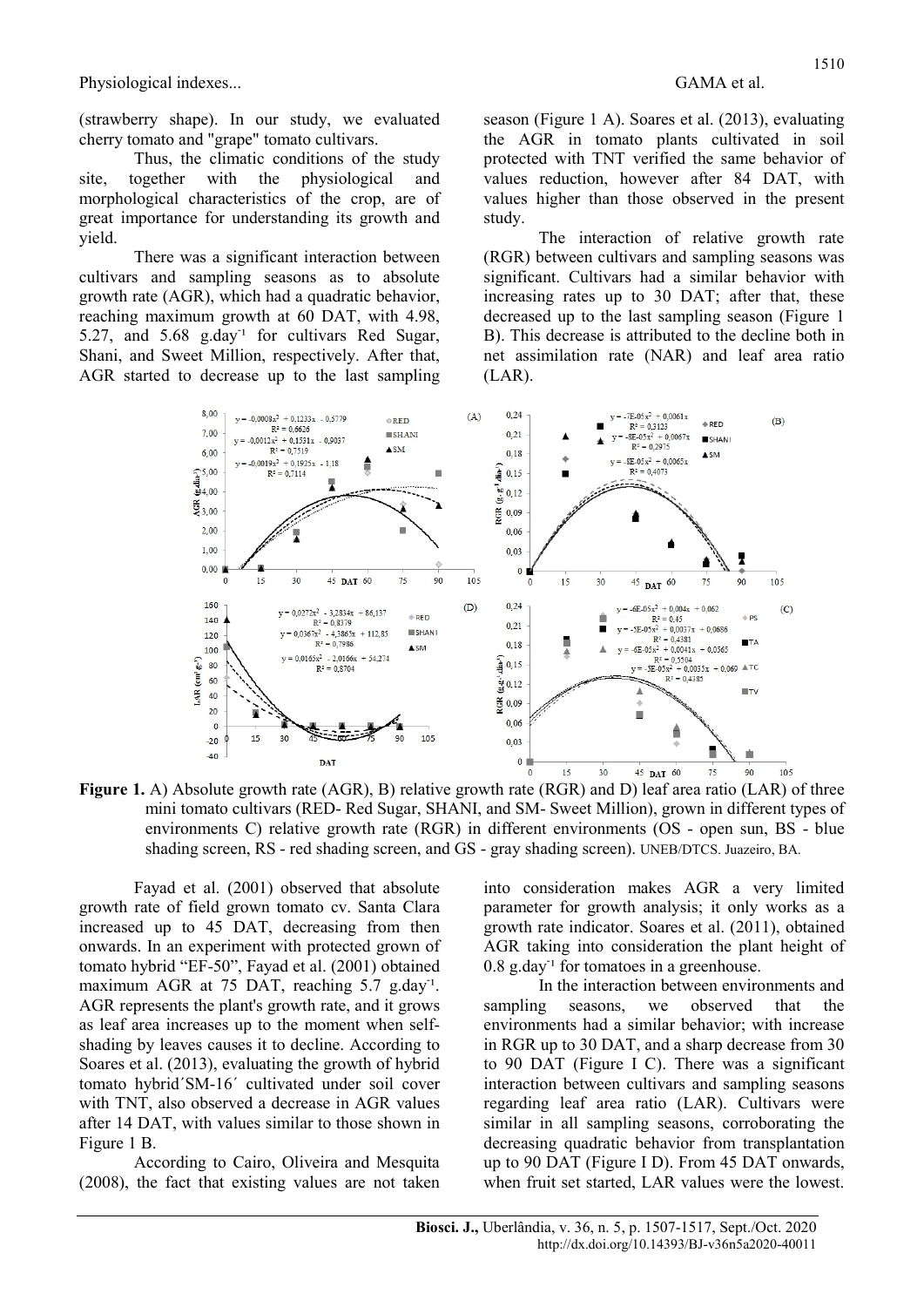(strawberry shape). In our study, we evaluated cherry tomato and "grape" tomato cultivars.

Thus, the climatic conditions of the study site, together with the physiological and morphological characteristics of the crop, are of great importance for understanding its growth and yield.

There was a significant interaction between cultivars and sampling seasons as to absolute growth rate (AGR), which had a quadratic behavior, reaching maximum growth at 60 DAT, with 4.98, 5.27, and 5.68 $g.day^{-1}$ for cultivars Red Sugar, Shani, and Sweet Million, respectively. After that, AGR started to decrease up to the last sampling season (Figure 1 A). Soares et al. (2013), evaluating the AGR in tomato plants cultivated in soil protected with TNT verified the same behavior of values reduction, however after 84 DAT, with values higher than those observed in the present study.

The interaction of relative growth rate (RGR) between cultivars and sampling seasons was significant. Cultivars had a similar behavior with increasing rates up to 30 DAT; after that, these decreased up to the last sampling season (Figure 1 B). This decrease is attributed to the decline both in net assimilation rate (NAR) and leaf area ratio (LAR).

**Figure 1.** A) Absolute growth rate (AGR), B) relative growth rate (RGR) and D) leaf area ratio (LAR) of three mini tomato cultivars (RED- Red Sugar, SHANI, and SM- Sweet Million), grown in different types of environments C) relative growth rate (RGR) in different environments (OS - open sun, BS - blue shading screen, RS - red shading screen, and GS - gray shading screen). UNEB/DTCS. Juazeiro, BA.

Fayad et al. (2001) observed that absolute growth rate of field grown tomato cv. Santa Clara increased up to 45 DAT, decreasing from then onwards. In an experiment with protected grown of tomato hybrid "EF-50", Fayad et al. (2001) obtained maximum AGR at 75 DAT, reaching 5.7 $g.day^{-1}$. AGR represents the plant's growth rate, and it grows as leaf area increases up to the moment when self-shading by leaves causes it to decline. According to Soares et al. (2013), evaluating the growth of hybrid tomato hybrid´SM-16´ cultivated under soil cover with TNT, also observed a decrease in AGR values after 14 DAT, with values similar to those shown in Figure 1 B.

According to Cairo, Oliveira and Mesquita (2008), the fact that existing values are not taken into consideration makes AGR a very limited parameter for growth analysis; it only works as a growth rate indicator. Soares et al. (2011), obtained AGR taking into consideration the plant height of 0.8 $g.day^{-1}$ for tomatoes in a greenhouse.

In the interaction between environments and sampling seasons, we observed that the environments had a similar behavior; with increase in RGR up to 30 DAT, and a sharp decrease from 30 to 90 DAT (Figure I C). There was a significant interaction between cultivars and sampling seasons regarding leaf area ratio (LAR). Cultivars were similar in all sampling seasons, corroborating the decreasing quadratic behavior from transplantation up to 90 DAT (Figure I D). From 45 DAT onwards, when fruit set started, LAR values were the lowest.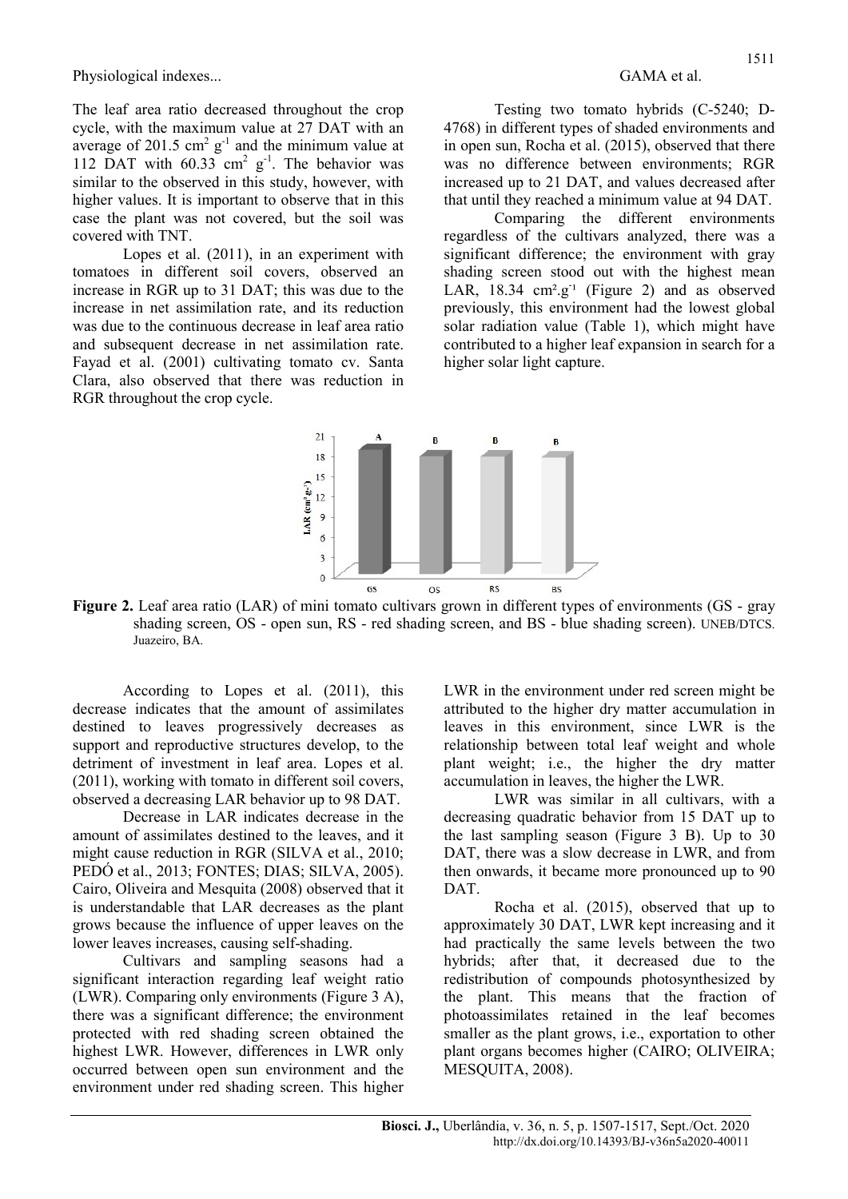The leaf area ratio decreased throughout the crop cycle, with the maximum value at 27 DAT with an average of 201.5 $cm^2 g^{-1}$ and the minimum value at 112 DAT with 60.33 $cm^2 g^{-1}$. The behavior was similar to the observed in this study, however, with higher values. It is important to observe that in this case the plant was not covered, but the soil was covered with TNT.

Lopes et al. (2011), in an experiment with tomatoes in different soil covers, observed an increase in RGR up to 31 DAT; this was due to the increase in net assimilation rate, and its reduction was due to the continuous decrease in leaf area ratio and subsequent decrease in net assimilation rate. Fayad et al. (2001) cultivating tomato cv. Santa Clara, also observed that there was reduction in RGR throughout the crop cycle.

Testing two tomato hybrids (C-5240; D-4768) in different types of shaded environments and in open sun, Rocha et al. (2015), observed that there was no difference between environments; RGR increased up to 21 DAT, and values decreased after that until they reached a minimum value at 94 DAT.

Comparing the different environments regardless of the cultivars analyzed, there was a significant difference; the environment with gray shading screen stood out with the highest mean LAR, 18.34 $cm^2.g^{-1}$ (Figure 2) and as observed previously, this environment had the lowest global solar radiation value (Table 1), which might have contributed to a higher leaf expansion in search for a higher solar light capture.

**Figure 2.** Leaf area ratio (LAR) of mini tomato cultivars grown in different types of environments (GS - gray shading screen, OS - open sun, RS - red shading screen, and BS - blue shading screen). UNEB/DTCS. Juazeiro, BA.

According to Lopes et al. (2011), this decrease indicates that the amount of assimilates destined to leaves progressively decreases as support and reproductive structures develop, to the detriment of investment in leaf area. Lopes et al. (2011), working with tomato in different soil covers, observed a decreasing LAR behavior up to 98 DAT.

Decrease in LAR indicates decrease in the amount of assimilates destined to the leaves, and it might cause reduction in RGR (SILVA et al., 2010; PEDÓ et al., 2013; FONTES; DIAS; SILVA, 2005). Cairo, Oliveira and Mesquita (2008) observed that it is understandable that LAR decreases as the plant grows because the influence of upper leaves on the lower leaves increases, causing self-shading.

Cultivars and sampling seasons had a significant interaction regarding leaf weight ratio (LWR). Comparing only environments (Figure 3 A), there was a significant difference; the environment protected with red shading screen obtained the highest LWR. However, differences in LWR only occurred between open sun environment and the environment under red shading screen. This higher LWR in the environment under red screen might be attributed to the higher dry matter accumulation in leaves in this environment, since LWR is the relationship between total leaf weight and whole plant weight; i.e., the higher the dry matter accumulation in leaves, the higher the LWR.

LWR was similar in all cultivars, with a decreasing quadratic behavior from 15 DAT up to the last sampling season (Figure 3 B). Up to 30 DAT, there was a slow decrease in LWR, and from then onwards, it became more pronounced up to 90 DAT.

Rocha et al. (2015), observed that up to approximately 30 DAT, LWR kept increasing and it had practically the same levels between the two hybrids; after that, it decreased due to the redistribution of compounds photosynthesized by the plant. This means that the fraction of photoassimilates retained in the leaf becomes smaller as the plant grows, i.e., exportation to other plant organs becomes higher (CAIRO; OLIVEIRA; MESQUITA, 2008).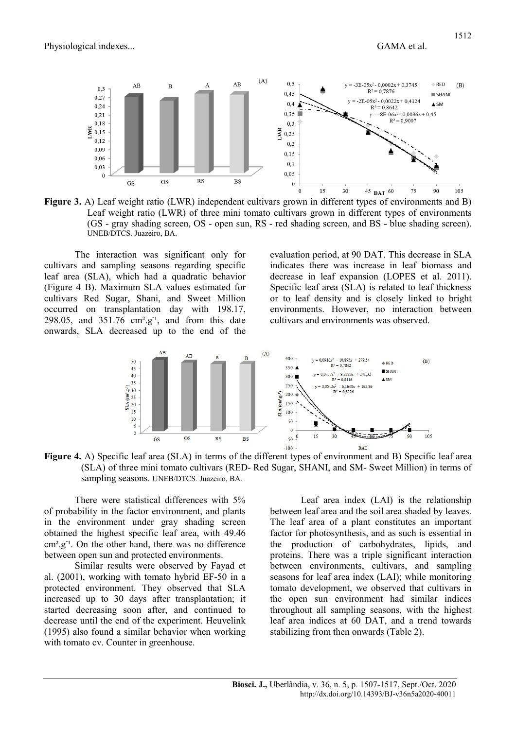**Figure 3.** A) Leaf weight ratio (LWR) independent cultivars grown in different types of environments and B) Leaf weight ratio (LWR) of three mini tomato cultivars grown in different types of environments (GS - gray shading screen, OS - open sun, RS - red shading screen, and BS - blue shading screen). UNEB/DTCS. Juazeiro, BA.

The interaction was significant only for cultivars and sampling seasons regarding specific leaf area (SLA), which had a quadratic behavior (Figure 4 B). Maximum SLA values estimated for cultivars Red Sugar, Shani, and Sweet Million occurred on transplantation day with 198.17, 298.05, and 351.76 $cm^2.g^{-1}$, and from this date onwards, SLA decreased up to the end of the evaluation period, at 90 DAT. This decrease in SLA indicates there was increase in leaf biomass and decrease in leaf expansion (LOPES et al. 2011). Specific leaf area (SLA) is related to leaf thickness or to leaf density and is closely linked to bright environments. However, no interaction between cultivars and environments was observed.

**Figure 4.** A) Specific leaf area (SLA) in terms of the different types of environment and B) Specific leaf area (SLA) of three mini tomato cultivars (RED- Red Sugar, SHANI, and SM- Sweet Million) in terms of sampling seasons. UNEB/DTCS. Juazeiro, BA.

There were statistical differences with 5% of probability in the factor environment, and plants in the environment under gray shading screen obtained the highest specific leaf area, with 49.46 $cm^2.g^{-1}$. On the other hand, there was no difference between open sun and protected environments.

Similar results were observed by Fayad et al. (2001), working with tomato hybrid EF-50 in a protected environment. They observed that SLA increased up to 30 days after transplantation; it started decreasing soon after, and continued to decrease until the end of the experiment. Heuvelink (1995) also found a similar behavior when working with tomato cv. Counter in greenhouse.

Leaf area index (LAI) is the relationship between leaf area and the soil area shaded by leaves. The leaf area of a plant constitutes an important factor for photosynthesis, and as such is essential in the production of carbohydrates, lipids, and proteins. There was a triple significant interaction between environments, cultivars, and sampling seasons for leaf area index (LAI); while monitoring tomato development, we observed that cultivars in the open sun environment had similar indices throughout all sampling seasons, with the highest leaf area indices at 60 DAT, and a trend towards stabilizing from then onwards (Table 2).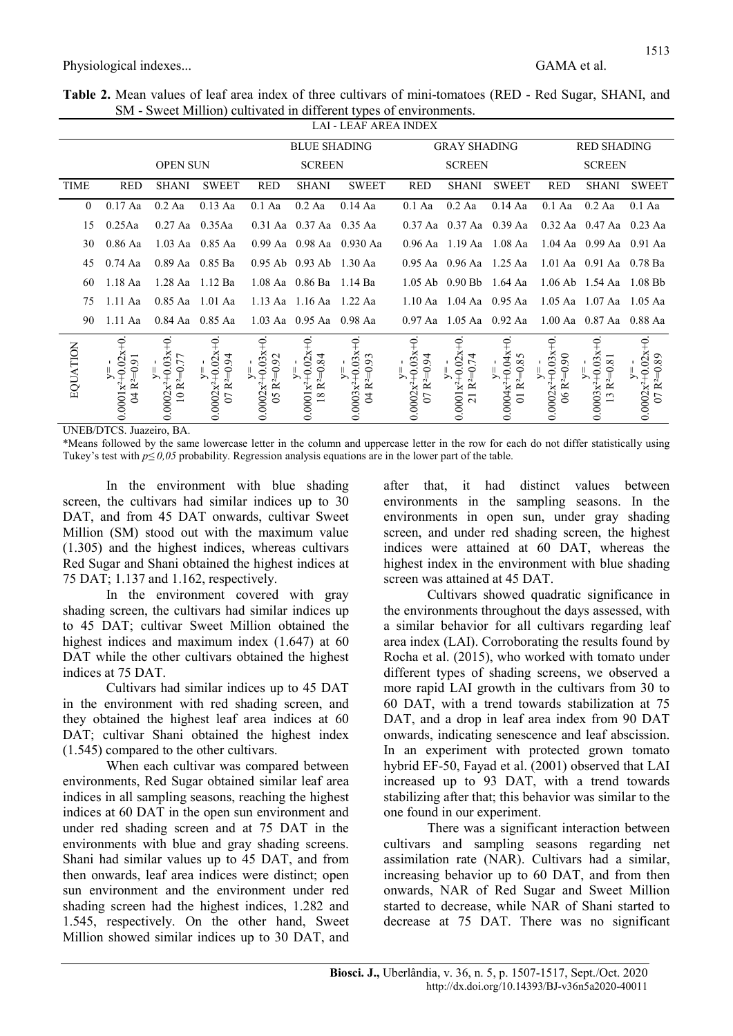**Table 2.** Mean values of leaf area index of three cultivars of mini-tomatoes (RED - Red Sugar, SHANI, and SM - Sweet Million) cultivated in different types of environments.

| LAI - LEAF AREA INDEX | | | | | | | | | | | | |
|---|---|---|---|---|---|---|---|---|---|---|---|---|
| | OPEN SUN | | | BLUE SHADING SCREEN | | | GRAY SHADING SCREEN | | | RED SHADING SCREEN | | |
| TIME | RED | SHANI | SWEET | RED | SHANI | SWEET | RED | SHANI | SWEET | RED | SHANI | SWEET |
| 0 | 0.17 Aa | 0.2 Aa | 0.13 Aa | 0.1 Aa | 0.2 Aa | 0.14 Aa | 0.1 Aa | 0.2 Aa | 0.14 Aa | 0.1 Aa | 0.2 Aa | 0.1 Aa |
| 15 | 0.25Aa | 0.27 Aa | 0.35Aa | 0.31 Aa | 0.37 Aa | 0.35 Aa | 0.37 Aa | 0.37 Aa | 0.39 Aa | 0.32 Aa | 0.47 Aa | 0.23 Aa |
| 30 | 0.86 Aa | 1.03 Aa | 0.85 Aa | 0.99 Aa | 0.98 Aa | 0.930 Aa | 0.96 Aa | 1.19 Aa | 1.08 Aa | 1.04 Aa | 0.99 Aa | 0.91 Aa |
| 45 | 0.74 Aa | 0.89 Aa | 0.85 Ba | 0.95 Ab | 0.93 Ab | 1.30 Aa | 0.95 Aa | 0.96 Aa | 1.25 Aa | 1.01 Aa | 0.91 Aa | 0.78 Ba |
| 60 | 1.18 Aa | 1.28 Aa | 1.12 Ba | 1.08 Aa | 0.86 Ba | 1.14 Ba | 1.05 Ab | 0.90 Bb | 1.64 Aa | 1.06 Ab | 1.54 Aa | 1.08 Bb |
| 75 | 1.11 Aa | 0.85 Aa | 1.01 Aa | 1.13 Aa | 1.16 Aa | 1.22 Aa | 1.10 Aa | 1.04 Aa | 0.95 Aa | 1.05 Aa | 1.07 Aa | 1.05 Aa |
| 90 | 1.11 Aa | 0.84 Aa | 0.85 Aa | 1.03 Aa | 0.95 Aa | 0.98 Aa | 0.97 Aa | 1.05 Aa | 0.92 Aa | 1.00 Aa | 0.87 Aa | 0.88 Aa |
| EQUATION | $y=-0.0001x^2+0.02x+0.04$ $R^2=0.91$ | $y=-0.0002x^2+0.03x+0.10$ $R^2=0.77$ | $y=-0.0002x^2+0.02x+0.07$ $R^2=0.94$ | $y=-0.0002x^2+0.03x+0.05$ $R^2=0.92$ | $y=-0.0001x^2+0.02x+0.18$ $R^2=0.84$ | $y=-0.0003x^2+0.03x+0.04$ $R^2=0.93$ | $y=-0.0002x^2+0.03x+0.07$ $R^2=0.94$ | $y=-0.0001x^2+0.02x+0.21$ $R^2=0.74$ | $y=-0.0004x^2+0.04x+0.01$ $R^2=0.85$ | $y=-0.0002x^2+0.03x+0.06$ $R^2=0.90$ | $y=-0.0003x^2+0.03x+0.13$ $R^2=0.81$ | $y=-0.0002x^2+0.02x+0.07$ $R^2=0.89$ |

UNEB/DTCS. Juazeiro, BA.

*Means followed by the same lowercase letter in the column and uppercase letter in the row for each do not differ statistically using Tukey's test with $p \leq 0,05$ probability. Regression analysis equations are in the lower part of the table.

In the environment with blue shading screen, the cultivars had similar indices up to 30 DAT, and from 45 DAT onwards, cultivar Sweet Million (SM) stood out with the maximum value (1.305) and the highest indices, whereas cultivars Red Sugar and Shani obtained the highest indices at 75 DAT; 1.137 and 1.162, respectively.

In the environment covered with gray shading screen, the cultivars had similar indices up to 45 DAT; cultivar Sweet Million obtained the highest indices and maximum index (1.647) at 60 DAT while the other cultivars obtained the highest indices at 75 DAT.

Cultivars had similar indices up to 45 DAT in the environment with red shading screen, and they obtained the highest leaf area indices at 60 DAT; cultivar Shani obtained the highest index (1.545) compared to the other cultivars.

When each cultivar was compared between environments, Red Sugar obtained similar leaf area indices in all sampling seasons, reaching the highest indices at 60 DAT in the open sun environment and under red shading screen and at 75 DAT in the environments with blue and gray shading screens. Shani had similar values up to 45 DAT, and from then onwards, leaf area indices were distinct; open sun environment and the environment under red shading screen had the highest indices, 1.282 and 1.545, respectively. On the other hand, Sweet Million showed similar indices up to 30 DAT, and after that, it had distinct values between environments in the sampling seasons. In the environments in open sun, under gray shading screen, and under red shading screen, the highest indices were attained at 60 DAT, whereas the highest index in the environment with blue shading screen was attained at 45 DAT.

Cultivars showed quadratic significance in the environments throughout the days assessed, with a similar behavior for all cultivars regarding leaf area index (LAI). Corroborating the results found by Rocha et al. (2015), who worked with tomato under different types of shading screens, we observed a more rapid LAI growth in the cultivars from 30 to 60 DAT, with a trend towards stabilization at 75 DAT, and a drop in leaf area index from 90 DAT onwards, indicating senescence and leaf abscission. In an experiment with protected grown tomato hybrid EF-50, Fayad et al. (2001) observed that LAI increased up to 93 DAT, with a trend towards stabilizing after that; this behavior was similar to the one found in our experiment.

There was a significant interaction between cultivars and sampling seasons regarding net assimilation rate (NAR). Cultivars had a similar, increasing behavior up to 60 DAT, and from then onwards, NAR of Red Sugar and Sweet Million started to decrease, while NAR of Shani started to decrease at 75 DAT. There was no significant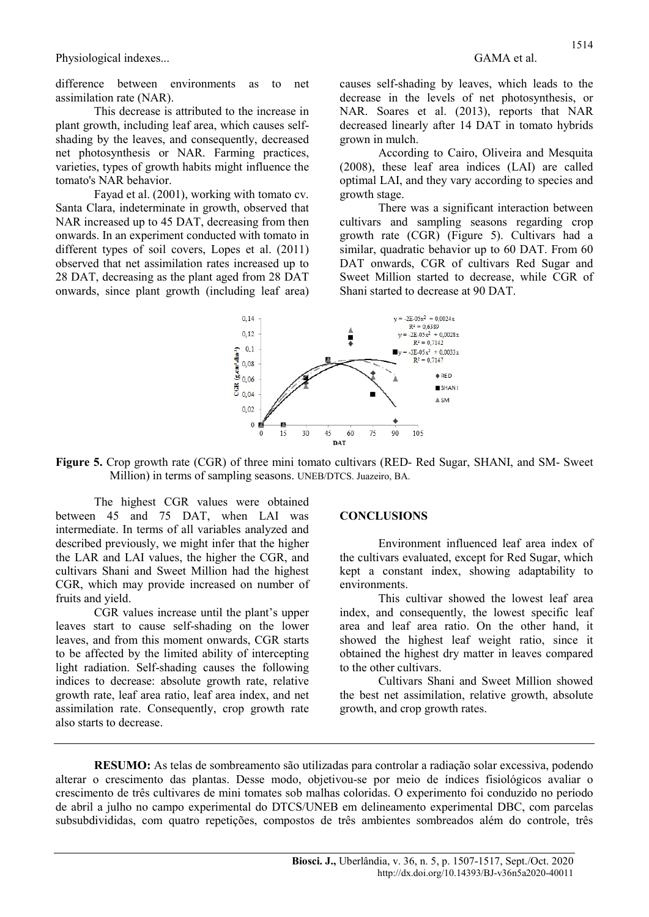difference between environments as to net assimilation rate (NAR).

This decrease is attributed to the increase in plant growth, including leaf area, which causes self-shading by the leaves, and consequently, decreased net photosynthesis or NAR. Farming practices, varieties, types of growth habits might influence the tomato's NAR behavior.

Fayad et al. (2001), working with tomato cv. Santa Clara, indeterminate in growth, observed that NAR increased up to 45 DAT, decreasing from then onwards. In an experiment conducted with tomato in different types of soil covers, Lopes et al. (2011) observed that net assimilation rates increased up to 28 DAT, decreasing as the plant aged from 28 DAT onwards, since plant growth (including leaf area) causes self-shading by leaves, which leads to the decrease in the levels of net photosynthesis, or NAR. Soares et al. (2013), reports that NAR decreased linearly after 14 DAT in tomato hybrids grown in mulch.

According to Cairo, Oliveira and Mesquita (2008), these leaf area indices (LAI) are called optimal LAI, and they vary according to species and growth stage.

There was a significant interaction between cultivars and sampling seasons regarding crop growth rate (CGR) (Figure 5). Cultivars had a similar, quadratic behavior up to 60 DAT. From 60 DAT onwards, CGR of cultivars Red Sugar and Sweet Million started to decrease, while CGR of Shani started to decrease at 90 DAT.

**Figure 5.** Crop growth rate (CGR) of three mini tomato cultivars (RED- Red Sugar, SHANI, and SM- Sweet Million) in terms of sampling seasons. UNEB/DTCS. Juazeiro, BA.

The highest CGR values were obtained between 45 and 75 DAT, when LAI was intermediate. In terms of all variables analyzed and described previously, we might infer that the higher the LAR and LAI values, the higher the CGR, and cultivars Shani and Sweet Million had the highest CGR, which may provide increased on number of fruits and yield.

CGR values increase until the plant's upper leaves start to cause self-shading on the lower leaves, and from this moment onwards, CGR starts to be affected by the limited ability of intercepting light radiation. Self-shading causes the following indices to decrease: absolute growth rate, relative growth rate, leaf area ratio, leaf area index, and net assimilation rate. Consequently, crop growth rate also starts to decrease.

## CONCLUSIONS

Environment influenced leaf area index of the cultivars evaluated, except for Red Sugar, which kept a constant index, showing adaptability to environments.

This cultivar showed the lowest leaf area index, and consequently, the lowest specific leaf area and leaf area ratio. On the other hand, it showed the highest leaf weight ratio, since it obtained the highest dry matter in leaves compared to the other cultivars.

Cultivars Shani and Sweet Million showed the best net assimilation, relative growth, absolute growth, and crop growth rates.

---

**RESUMO:** As telas de sombreamento são utilizadas para controlar a radiação solar excessiva, podendo alterar o crescimento das plantas. Desse modo, objetivou-se por meio de índices fisiológicos avaliar o crescimento de três cultivares de mini tomates sob malhas coloridas. O experimento foi conduzido no período de abril a julho no campo experimental do DTCS/UNEB em delineamento experimental DBC, com parcelas subsubdivididas, com quatro repetições, compostos de três ambientes sombreados além do controle, três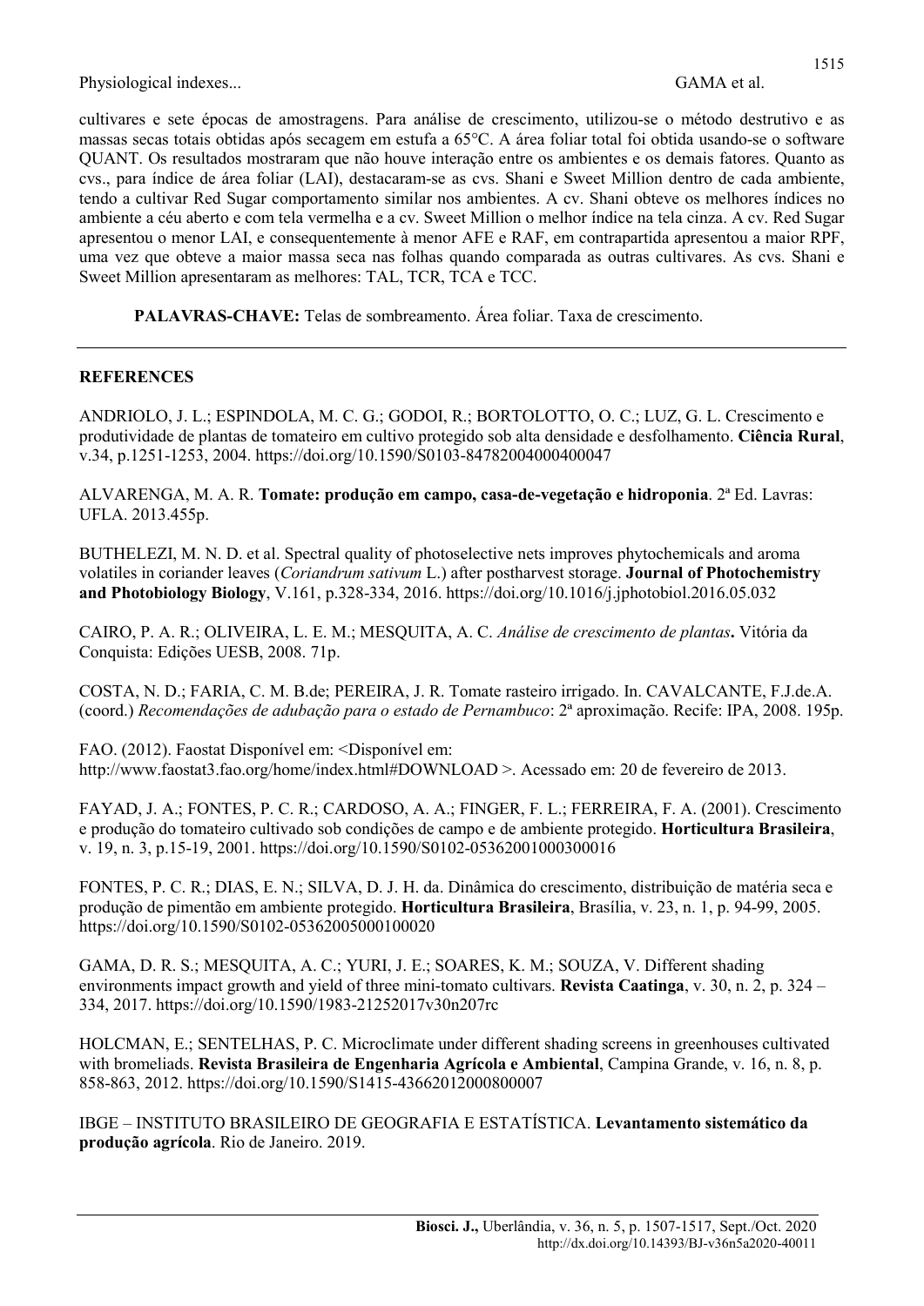cultivares e sete épocas de amostragens. Para análise de crescimento, utilizou-se o método destrutivo e as massas secas totais obtidas após secagem em estufa a 65°C. A área foliar total foi obtida usando-se o software QUANT. Os resultados mostraram que não houve interação entre os ambientes e os demais fatores. Quanto as cvs., para índice de área foliar (LAI), destacaram-se as cvs. Shani e Sweet Million dentro de cada ambiente, tendo a cultivar Red Sugar comportamento similar nos ambientes. A cv. Shani obteve os melhores índices no ambiente a céu aberto e com tela vermelha e a cv. Sweet Million o melhor índice na tela cinza. A cv. Red Sugar apresentou o menor LAI, e consequentemente à menor AFE e RAF, em contrapartida apresentou a maior RPF, uma vez que obteve a maior massa seca nas folhas quando comparada as outras cultivares. As cvs. Shani e Sweet Million apresentaram as melhores: TAL, TCR, TCA e TCC.

**PALAVRAS-CHAVE:** Telas de sombreamento. Área foliar. Taxa de crescimento.

## REFERENCES

ANDRIOLO, J. L.; ESPINDOLA, M. C. G.; GODOI, R.; BORTOLOTTO, O. C.; LUZ, G. L. Crescimento e produtividade de plantas de tomateiro em cultivo protegido sob alta densidade e desfolhamento. **Ciência Rural**, v.34, p.1251-1253, 2004. https://doi.org/10.1590/S0103-84782004000400047

ALVARENGA, M. A. R. **Tomate: produção em campo, casa-de-vegetação e hidroponia**. 2ª Ed. Lavras: UFLA. 2013.455p.

BUTHELEZI, M. N. D. et al. Spectral quality of photoselective nets improves phytochemicals and aroma volatiles in coriander leaves (*Coriandrum sativum* L.) after postharvest storage. **Journal of Photochemistry and Photobiology Biology**, V.161, p.328-334, 2016. https://doi.org/10.1016/j.jphotobiol.2016.05.032

CAIRO, P. A. R.; OLIVEIRA, L. E. M.; MESQUITA, A. C. *Análise de crescimento de plantas***.** Vitória da Conquista: Edições UESB, 2008. 71p.

COSTA, N. D.; FARIA, C. M. B.de; PEREIRA, J. R. Tomate rasteiro irrigado. In. CAVALCANTE, F.J.de.A. (coord.) *Recomendações de adubação para o estado de Pernambuco*: 2ª aproximação. Recife: IPA, 2008. 195p.

FAO. (2012). Faostat Disponível em: <Disponível em: http://www.faostat3.fao.org/home/index.html#DOWNLOAD >. Acessado em: 20 de fevereiro de 2013.

FAYAD, J. A.; FONTES, P. C. R.; CARDOSO, A. A.; FINGER, F. L.; FERREIRA, F. A. (2001). Crescimento e produção do tomateiro cultivado sob condições de campo e de ambiente protegido. **Horticultura Brasileira**, v. 19, n. 3, p.15-19, 2001. https://doi.org/10.1590/S0102-05362001000300016

FONTES, P. C. R.; DIAS, E. N.; SILVA, D. J. H. da. Dinâmica do crescimento, distribuição de matéria seca e produção de pimentão em ambiente protegido. **Horticultura Brasileira**, Brasília, v. 23, n. 1, p. 94-99, 2005. https://doi.org/10.1590/S0102-05362005000100020

GAMA, D. R. S.; MESQUITA, A. C.; YURI, J. E.; SOARES, K. M.; SOUZA, V. Different shading environments impact growth and yield of three mini-tomato cultivars. **Revista Caatinga**, v. 30, n. 2, p. 324 – 334, 2017. https://doi.org/10.1590/1983-21252017v30n207rc

HOLCMAN, E.; SENTELHAS, P. C. Microclimate under different shading screens in greenhouses cultivated with bromeliads. **Revista Brasileira de Engenharia Agrícola e Ambiental**, Campina Grande, v. 16, n. 8, p. 858-863, 2012. https://doi.org/10.1590/S1415-43662012000800007

IBGE – INSTITUTO BRASILEIRO DE GEOGRAFIA E ESTATÍSTICA. **Levantamento sistemático da produção agrícola**. Rio de Janeiro. 2019.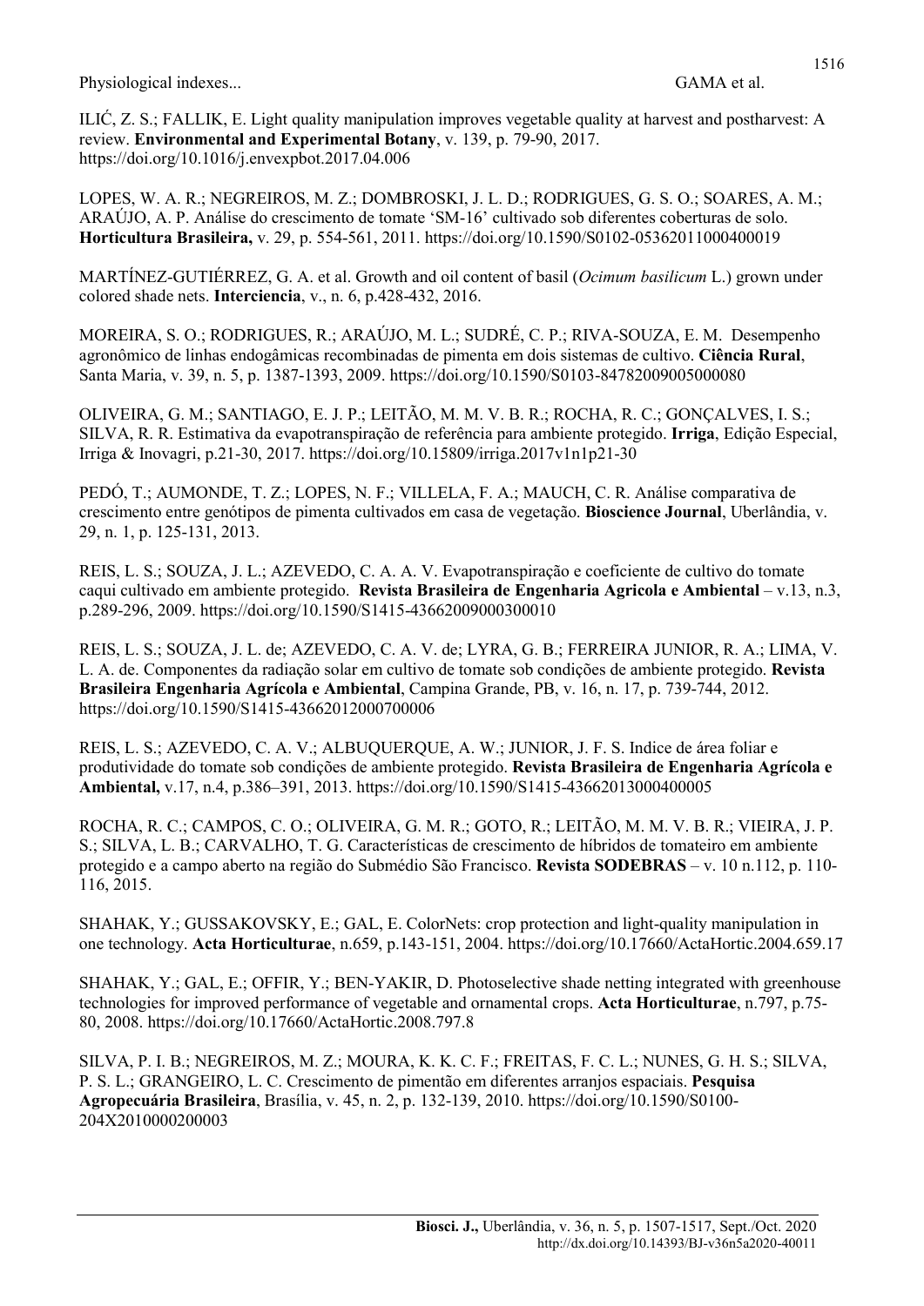ILIĆ, Z. S.; FALLIK, E. Light quality manipulation improves vegetable quality at harvest and postharvest: A review. **Environmental and Experimental Botany**, v. 139, p. 79-90, 2017. https://doi.org/10.1016/j.envexpbot.2017.04.006

LOPES, W. A. R.; NEGREIROS, M. Z.; DOMBROSKI, J. L. D.; RODRIGUES, G. S. O.; SOARES, A. M.; ARAÚJO, A. P. Análise do crescimento de tomate 'SM-16' cultivado sob diferentes coberturas de solo. **Horticultura Brasileira,** v. 29, p. 554-561, 2011. https://doi.org/10.1590/S0102-05362011000400019

MARTÍNEZ-GUTIÉRREZ, G. A. et al. Growth and oil content of basil (*Ocimum basilicum* L.) grown under colored shade nets. **Interciencia**, v., n. 6, p.428-432, 2016.

MOREIRA, S. O.; RODRIGUES, R.; ARAÚJO, M. L.; SUDRÉ, C. P.; RIVA-SOUZA, E. M. Desempenho agronômico de linhas endogâmicas recombinadas de pimenta em dois sistemas de cultivo. **Ciência Rural**, Santa Maria, v. 39, n. 5, p. 1387-1393, 2009. https://doi.org/10.1590/S0103-84782009005000080

OLIVEIRA, G. M.; SANTIAGO, E. J. P.; LEITÃO, M. M. V. B. R.; ROCHA, R. C.; GONÇALVES, I. S.; SILVA, R. R. Estimativa da evapotranspiração de referência para ambiente protegido. **Irriga**, Edição Especial, Irriga & Inovagri, p.21-30, 2017. https://doi.org/10.15809/irriga.2017v1n1p21-30

PEDÓ, T.; AUMONDE, T. Z.; LOPES, N. F.; VILLELA, F. A.; MAUCH, C. R. Análise comparativa de crescimento entre genótipos de pimenta cultivados em casa de vegetação. **Bioscience Journal**, Uberlândia, v. 29, n. 1, p. 125-131, 2013.

REIS, L. S.; SOUZA, J. L.; AZEVEDO, C. A. A. V. Evapotranspiração e coeficiente de cultivo do tomate caqui cultivado em ambiente protegido. **Revista Brasileira de Engenharia Agricola e Ambiental** – v.13, n.3, p.289-296, 2009. https://doi.org/10.1590/S1415-43662009000300010

REIS, L. S.; SOUZA, J. L. de; AZEVEDO, C. A. V. de; LYRA, G. B.; FERREIRA JUNIOR, R. A.; LIMA, V. L. A. de. Componentes da radiação solar em cultivo de tomate sob condições de ambiente protegido. **Revista Brasileira Engenharia Agrícola e Ambiental**, Campina Grande, PB, v. 16, n. 17, p. 739-744, 2012. https://doi.org/10.1590/S1415-43662012000700006

REIS, L. S.; AZEVEDO, C. A. V.; ALBUQUERQUE, A. W.; JUNIOR, J. F. S. Indice de área foliar e produtividade do tomate sob condições de ambiente protegido. **Revista Brasileira de Engenharia Agrícola e Ambiental,** v.17, n.4, p.386–391, 2013. https://doi.org/10.1590/S1415-43662013000400005

ROCHA, R. C.; CAMPOS, C. O.; OLIVEIRA, G. M. R.; GOTO, R.; LEITÃO, M. M. V. B. R.; VIEIRA, J. P. S.; SILVA, L. B.; CARVALHO, T. G. Características de crescimento de híbridos de tomateiro em ambiente protegido e a campo aberto na região do Submédio São Francisco. **Revista SODEBRAS** – v. 10 n.112, p. 110-116, 2015.

SHAHAK, Y.; GUSSAKOVSKY, E.; GAL, E. ColorNets: crop protection and light-quality manipulation in one technology. **Acta Horticulturae**, n.659, p.143-151, 2004. https://doi.org/10.17660/ActaHortic.2004.659.17

SHAHAK, Y.; GAL, E.; OFFIR, Y.; BEN-YAKIR, D. Photoselective shade netting integrated with greenhouse technologies for improved performance of vegetable and ornamental crops. **Acta Horticulturae**, n.797, p.75-80, 2008. https://doi.org/10.17660/ActaHortic.2008.797.8

SILVA, P. I. B.; NEGREIROS, M. Z.; MOURA, K. K. C. F.; FREITAS, F. C. L.; NUNES, G. H. S.; SILVA, P. S. L.; GRANGEIRO, L. C. Crescimento de pimentão em diferentes arranjos espaciais. **Pesquisa Agropecuária Brasileira**, Brasília, v. 45, n. 2, p. 132-139, 2010. https://doi.org/10.1590/S0100-204X2010000200003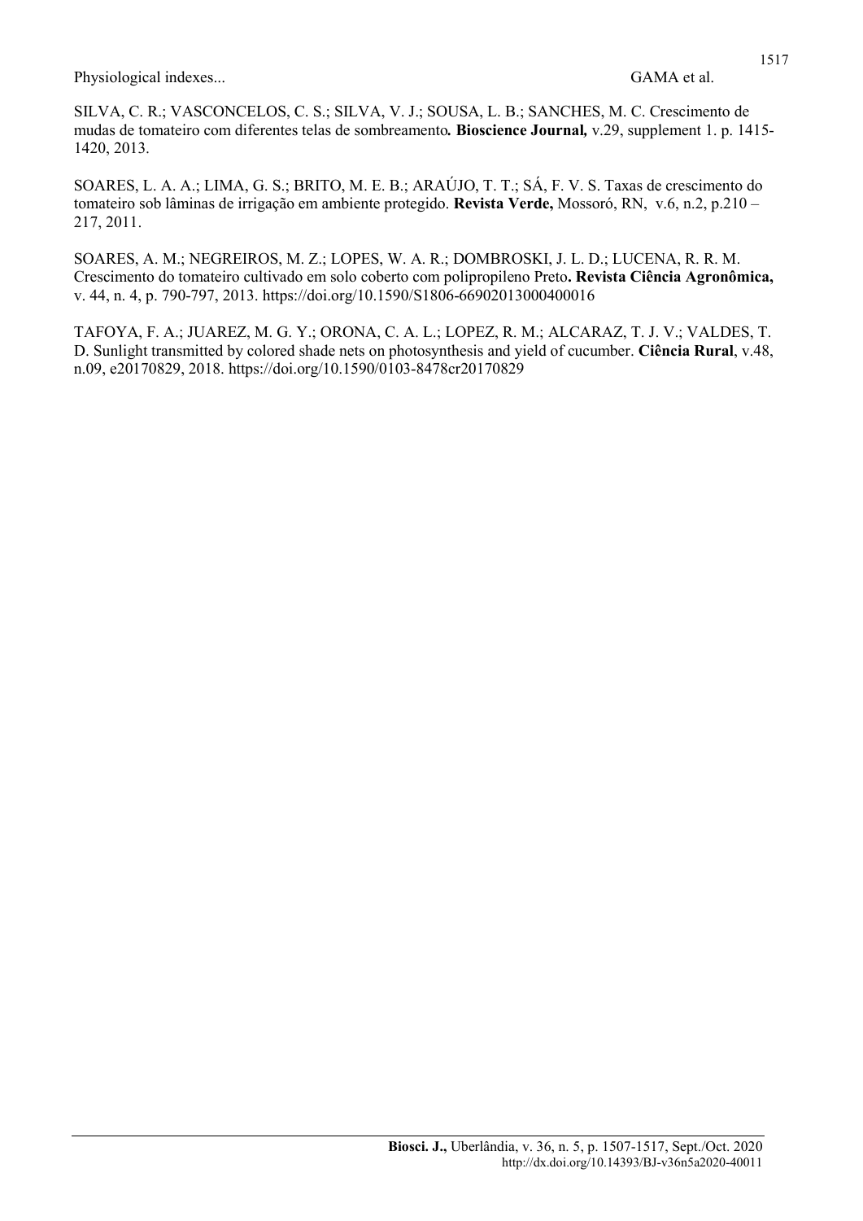SILVA, C. R.; VASCONCELOS, C. S.; SILVA, V. J.; SOUSA, L. B.; SANCHES, M. C. Crescimento de mudas de tomateiro com diferentes telas de sombreamento*.* **Bioscience Journal***,* v.29, supplement 1. p. 1415-1420, 2013.

SOARES, L. A. A.; LIMA, G. S.; BRITO, M. E. B.; ARAÚJO, T. T.; SÁ, F. V. S. Taxas de crescimento do tomateiro sob lâminas de irrigação em ambiente protegido. **Revista Verde,** Mossoró, RN, v.6, n.2, p.210 – 217, 2011.

SOARES, A. M.; NEGREIROS, M. Z.; LOPES, W. A. R.; DOMBROSKI, J. L. D.; LUCENA, R. R. M. Crescimento do tomateiro cultivado em solo coberto com polipropileno Preto**. Revista Ciência Agronômica,** v. 44, n. 4, p. 790-797, 2013. https://doi.org/10.1590/S1806-66902013000400016

TAFOYA, F. A.; JUAREZ, M. G. Y.; ORONA, C. A. L.; LOPEZ, R. M.; ALCARAZ, T. J. V.; VALDES, T. D. Sunlight transmitted by colored shade nets on photosynthesis and yield of cucumber. **Ciência Rural**, v.48, n.09, e20170829, 2018. https://doi.org/10.1590/0103-8478cr20170829